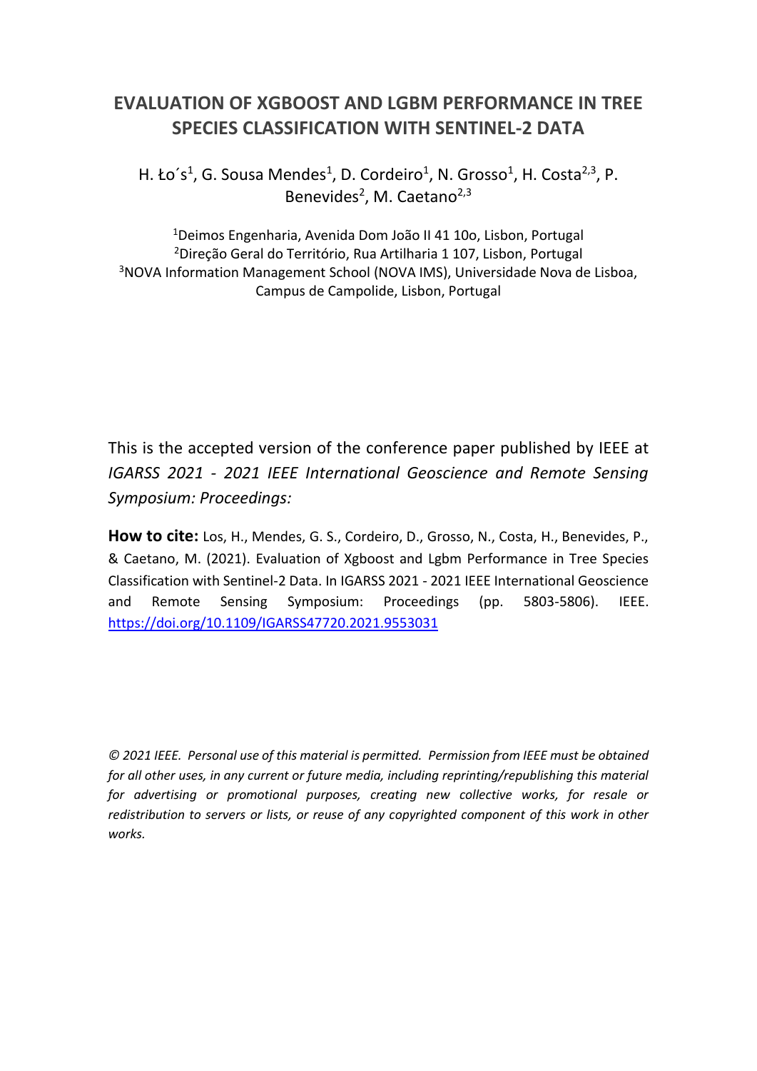# EVALUATION OF XGBOOST AND LGBM PERFORMANCE IN TREE SPECIES CLASSIFICATION WITH SENTINEL-2 DATA

H. Ło´s[1], G. Sousa Mendes[1], D. Cordeiro[1], N. Grosso[1], H. Costa[2,3], P. Benevides[2], M. Caetano[2,3]

[1]Deimos Engenharia, Avenida Dom João II 41 10o, Lisbon, Portugal
[2]Direção Geral do Território, Rua Artilharia 1 107, Lisbon, Portugal
[3]NOVA Information Management School (NOVA IMS), Universidade Nova de Lisboa, Campus de Campolide, Lisbon, Portugal

This is the accepted version of the conference paper published by IEEE at *IGARSS 2021 - 2021 IEEE International Geoscience and Remote Sensing Symposium: Proceedings:*

**How to cite:** Los, H., Mendes, G. S., Cordeiro, D., Grosso, N., Costa, H., Benevides, P., & Caetano, M. (2021). Evaluation of Xgboost and Lgbm Performance in Tree Species Classification with Sentinel-2 Data. In IGARSS 2021 - 2021 IEEE International Geoscience and Remote Sensing Symposium: Proceedings (pp. 5803-5806). IEEE. https://doi.org/10.1109/IGARSS47720.2021.9553031

*© 2021 IEEE. Personal use of this material is permitted. Permission from IEEE must be obtained for all other uses, in any current or future media, including reprinting/republishing this material for advertising or promotional purposes, creating new collective works, for resale or redistribution to servers or lists, or reuse of any copyrighted component of this work in other works.*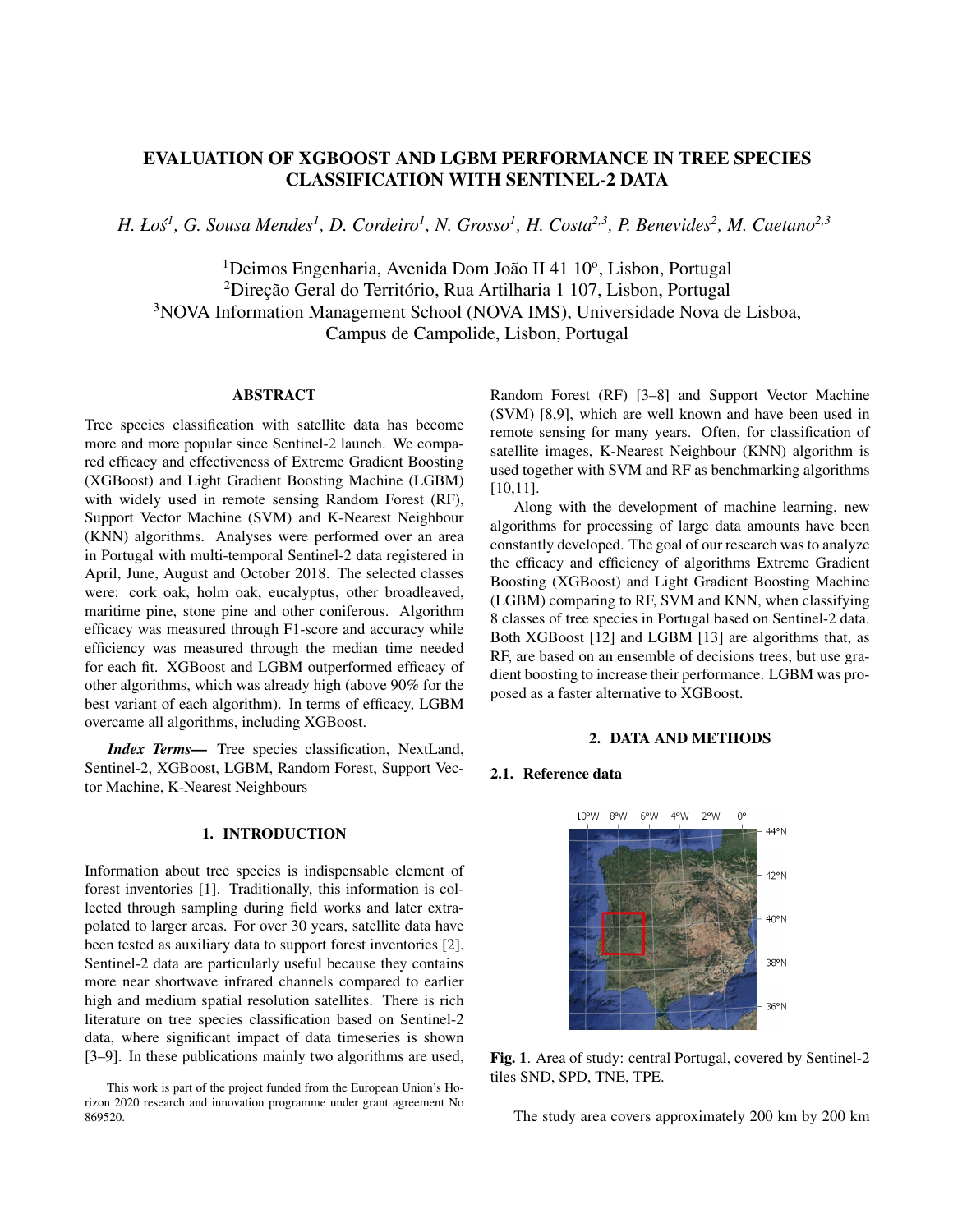# EVALUATION OF XGBOOST AND LGBM PERFORMANCE IN TREE SPECIES CLASSIFICATION WITH SENTINEL-2 DATA

*H. Łoś[1], G. Sousa Mendes[1], D. Cordeiro[1], N. Grosso[1], H. Costa[2,3], P. Benevides[2], M. Caetano[2,3]*

[1]Deimos Engenharia, Avenida Dom João II 41 10º, Lisbon, Portugal
[2]Direção Geral do Território, Rua Artilharia 1 107, Lisbon, Portugal
[3]NOVA Information Management School (NOVA IMS), Universidade Nova de Lisboa, Campus de Campolide, Lisbon, Portugal

## ABSTRACT

Tree species classification with satellite data has become more and more popular since Sentinel-2 launch. We compared efficacy and effectiveness of Extreme Gradient Boosting (XGBoost) and Light Gradient Boosting Machine (LGBM) with widely used in remote sensing Random Forest (RF), Support Vector Machine (SVM) and K-Nearest Neighbour (KNN) algorithms. Analyses were performed over an area in Portugal with multi-temporal Sentinel-2 data registered in April, June, August and October 2018. The selected classes were: cork oak, holm oak, eucalyptus, other broadleaved, maritime pine, stone pine and other coniferous. Algorithm efficacy was measured through F1-score and accuracy while efficiency was measured through the median time needed for each fit. XGBoost and LGBM outperformed efficacy of other algorithms, which was already high (above 90% for the best variant of each algorithm). In terms of efficacy, LGBM overcame all algorithms, including XGBoost.

***Index Terms*—** Tree species classification, NextLand, Sentinel-2, XGBoost, LGBM, Random Forest, Support Vector Machine, K-Nearest Neighbours

## 1. INTRODUCTION

Information about tree species is indispensable element of forest inventories [1]. Traditionally, this information is collected through sampling during field works and later extrapolated to larger areas. For over 30 years, satellite data have been tested as auxiliary data to support forest inventories [2]. Sentinel-2 data are particularly useful because they contains more near shortwave infrared channels compared to earlier high and medium spatial resolution satellites. There is rich literature on tree species classification based on Sentinel-2 data, where significant impact of data timeseries is shown [3–9]. In these publications mainly two algorithms are used, Random Forest (RF) [3–8] and Support Vector Machine (SVM) [8,9], which are well known and have been used in remote sensing for many years. Often, for classification of satellite images, K-Nearest Neighbour (KNN) algorithm is used together with SVM and RF as benchmarking algorithms [10,11].

Along with the development of machine learning, new algorithms for processing of large data amounts have been constantly developed. The goal of our research was to analyze the efficacy and efficiency of algorithms Extreme Gradient Boosting (XGBoost) and Light Gradient Boosting Machine (LGBM) comparing to RF, SVM and KNN, when classifying 8 classes of tree species in Portugal based on Sentinel-2 data. Both XGBoost [12] and LGBM [13] are algorithms that, as RF, are based on an ensemble of decisions trees, but use gradient boosting to increase their performance. LGBM was proposed as a faster alternative to XGBoost.

## 2. DATA AND METHODS

### 2.1. Reference data

**Fig. 1**. Area of study: central Portugal, covered by Sentinel-2 tiles SND, SPD, TNE, TPE.

The study area covers approximately 200 km by 200 km

This work is part of the project funded from the European Union's Horizon 2020 research and innovation programme under grant agreement No 869520.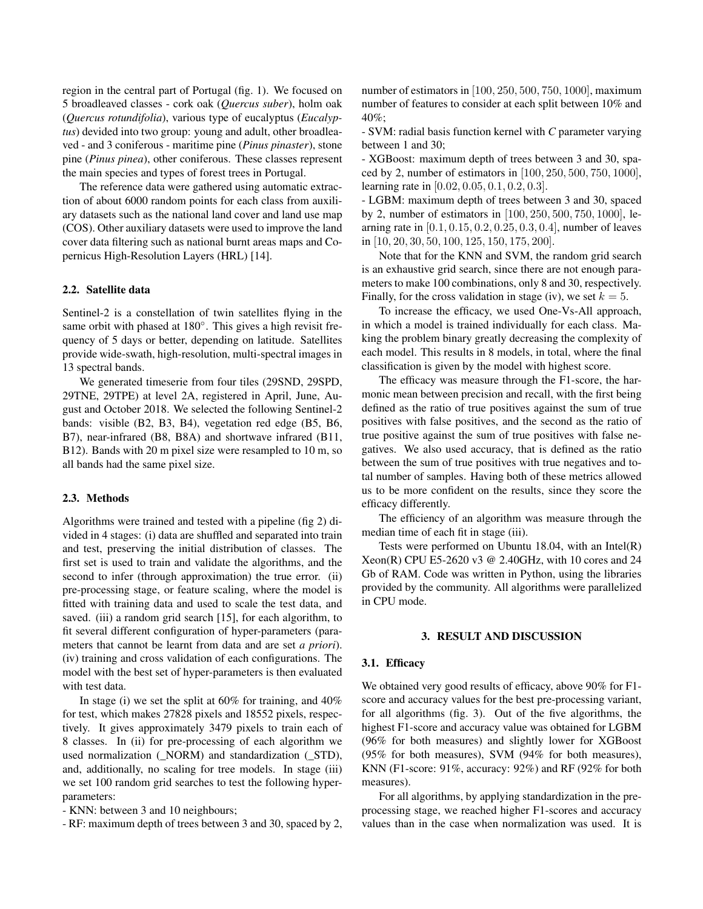region in the central part of Portugal (fig. 1). We focused on 5 broadleaved classes - cork oak (*Quercus suber*), holm oak (*Quercus rotundifolia*), various type of eucalyptus (*Eucalyptus*) devided into two group: young and adult, other broadleaved - and 3 coniferous - maritime pine (*Pinus pinaster*), stone pine (*Pinus pinea*), other coniferous. These classes represent the main species and types of forest trees in Portugal.

The reference data were gathered using automatic extraction of about 6000 random points for each class from auxiliary datasets such as the national land cover and land use map (COS). Other auxiliary datasets were used to improve the land cover data filtering such as national burnt areas maps and Copernicus High-Resolution Layers (HRL) [14].

### 2.2. Satellite data

Sentinel-2 is a constellation of twin satellites flying in the same orbit with phased at $180°$. This gives a high revisit frequency of 5 days or better, depending on latitude. Satellites provide wide-swath, high-resolution, multi-spectral images in 13 spectral bands.

We generated timeserie from four tiles (29SND, 29SPD, 29TNE, 29TPE) at level 2A, registered in April, June, August and October 2018. We selected the following Sentinel-2 bands: visible (B2, B3, B4), vegetation red edge (B5, B6, B7), near-infrared (B8, B8A) and shortwave infrared (B11, B12). Bands with 20 m pixel size were resampled to 10 m, so all bands had the same pixel size.

### 2.3. Methods

Algorithms were trained and tested with a pipeline (fig 2) divided in 4 stages: (i) data are shuffled and separated into train and test, preserving the initial distribution of classes. The first set is used to train and validate the algorithms, and the second to infer (through approximation) the true error. (ii) pre-processing stage, or feature scaling, where the model is fitted with training data and used to scale the test data, and saved. (iii) a random grid search [15], for each algorithm, to fit several different configuration of hyper-parameters (parameters that cannot be learnt from data and are set *a priori*). (iv) training and cross validation of each configurations. The model with the best set of hyper-parameters is then evaluated with test data.

In stage (i) we set the split at 60% for training, and 40% for test, which makes 27828 pixels and 18552 pixels, respectively. It gives approximately 3479 pixels to train each of 8 classes. In (ii) for pre-processing of each algorithm we used normalization (_NORM) and standardization (_STD), and, additionally, no scaling for tree models. In stage (iii) we set 100 random grid searches to test the following hyper-parameters:

- KNN: between 3 and 10 neighbours;
- RF: maximum depth of trees between 3 and 30, spaced by 2, number of estimators in $[100, 250, 500, 750, 1000]$, maximum number of features to consider at each split between 10% and 40%;
- SVM: radial basis function kernel with *C* parameter varying between 1 and 30;
- XGBoost: maximum depth of trees between 3 and 30, spaced by 2, number of estimators in $[100, 250, 500, 750, 1000]$, learning rate in $[0.02, 0.05, 0.1, 0.2, 0.3]$.
- LGBM: maximum depth of trees between 3 and 30, spaced by 2, number of estimators in $[100, 250, 500, 750, 1000]$, learning rate in $[0.1, 0.15, 0.2, 0.25, 0.3, 0.4]$, number of leaves in $[10, 20, 30, 50, 100, 125, 150, 175, 200]$.

Note that for the KNN and SVM, the random grid search is an exhaustive grid search, since there are not enough parameters to make 100 combinations, only 8 and 30, respectively. Finally, for the cross validation in stage (iv), we set $k = 5$.

To increase the efficacy, we used One-Vs-All approach, in which a model is trained individually for each class. Making the problem binary greatly decreasing the complexity of each model. This results in 8 models, in total, where the final classification is given by the model with highest score.

The efficacy was measure through the F1-score, the harmonic mean between precision and recall, with the first being defined as the ratio of true positives against the sum of true positives with false positives, and the second as the ratio of true positive against the sum of true positives with false negatives. We also used accuracy, that is defined as the ratio between the sum of true positives with true negatives and total number of samples. Having both of these metrics allowed us to be more confident on the results, since they score the efficacy differently.

The efficiency of an algorithm was measure through the median time of each fit in stage (iii).

Tests were performed on Ubuntu 18.04, with an Intel(R) Xeon(R) CPU E5-2620 v3 @ 2.40GHz, with 10 cores and 24 Gb of RAM. Code was written in Python, using the libraries provided by the community. All algorithms were parallelized in CPU mode.

## 3. RESULT AND DISCUSSION

### 3.1. Efficacy

We obtained very good results of efficacy, above 90% for F1-score and accuracy values for the best pre-processing variant, for all algorithms (fig. 3). Out of the five algorithms, the highest F1-score and accuracy value was obtained for LGBM (96% for both measures) and slightly lower for XGBoost (95% for both measures), SVM (94% for both measures), KNN (F1-score: 91%, accuracy: 92%) and RF (92% for both measures).

For all algorithms, by applying standardization in the pre-processing stage, we reached higher F1-scores and accuracy values than in the case when normalization was used. It is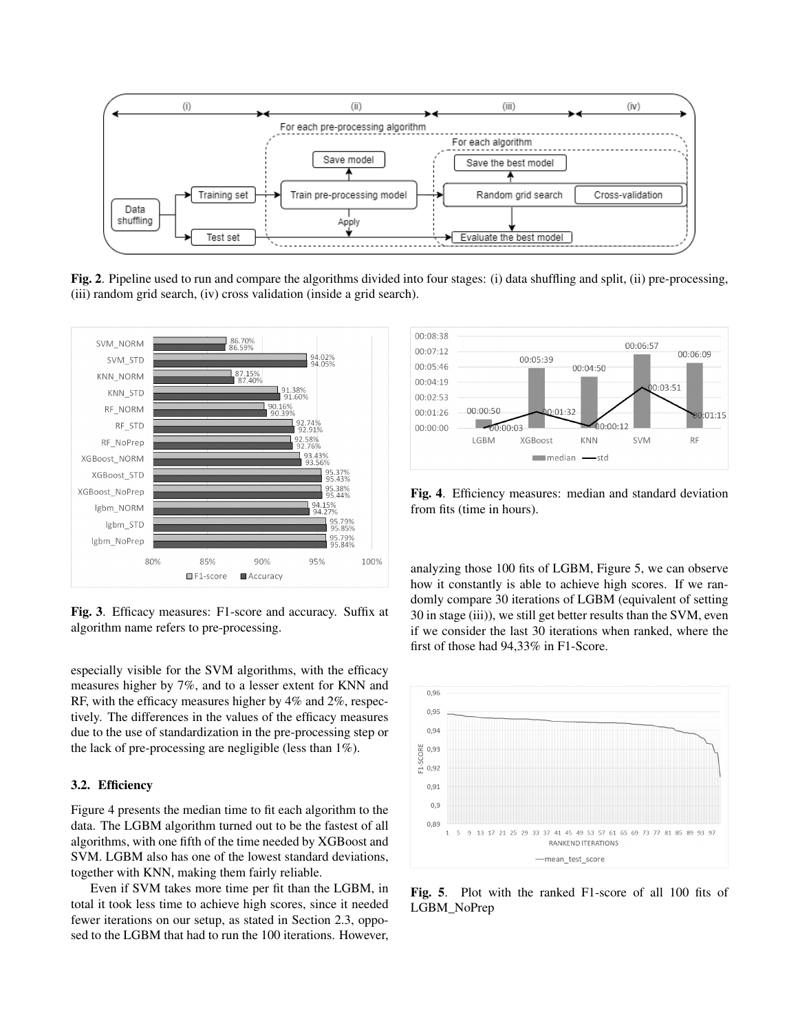**Fig. 2**. Pipeline used to run and compare the algorithms divided into four stages: (i) data shuffling and split, (ii) pre-processing, (iii) random grid search, (iv) cross validation (inside a grid search).

**Fig. 3**. Efficacy measures: F1-score and accuracy. Suffix at algorithm name refers to pre-processing.

especially visible for the SVM algorithms, with the efficacy measures higher by 7%, and to a lesser extent for KNN and RF, with the efficacy measures higher by 4% and 2%, respectively. The differences in the values of the efficacy measures due to the use of standardization in the pre-processing step or the lack of pre-processing are negligible (less than 1%).

### 3.2. Efficiency

Figure 4 presents the median time to fit each algorithm to the data. The LGBM algorithm turned out to be the fastest of all algorithms, with one fifth of the time needed by XGBoost and SVM. LGBM also has one of the lowest standard deviations, together with KNN, making them fairly reliable.

Even if SVM takes more time per fit than the LGBM, in total it took less time to achieve high scores, since it needed fewer iterations on our setup, as stated in Section 2.3, opposed to the LGBM that had to run the 100 iterations. However, analyzing those 100 fits of LGBM, Figure 5, we can observe how it constantly is able to achieve high scores. If we randomly compare 30 iterations of LGBM (equivalent of setting 30 in stage (iii)), we still get better results than the SVM, even if we consider the last 30 iterations when ranked, where the first of those had 94,33% in F1-Score.

**Fig. 4**. Efficiency measures: median and standard deviation from fits (time in hours).

**Fig. 5**. Plot with the ranked F1-score of all 100 fits of LGBM_NoPrep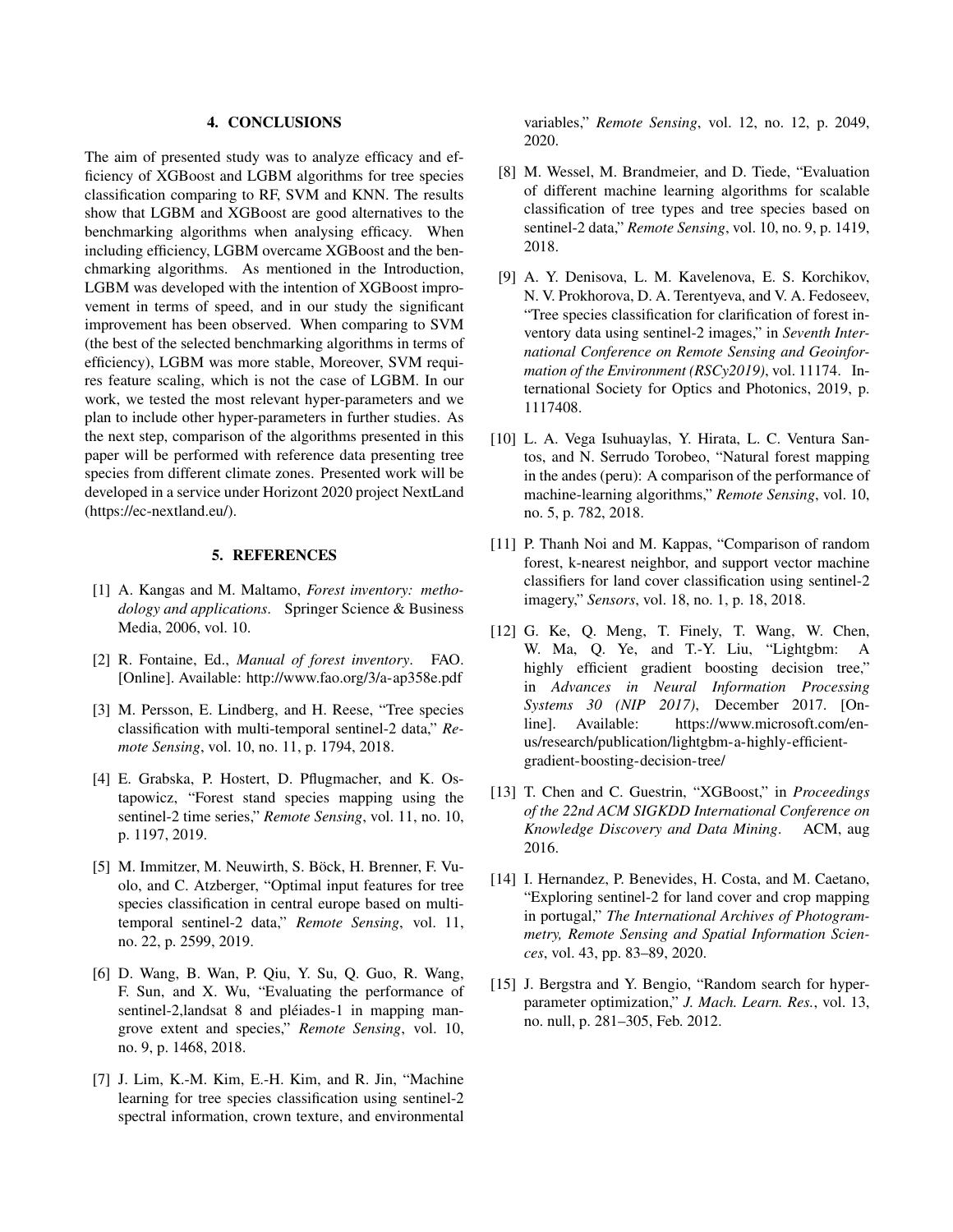## 4. CONCLUSIONS

The aim of presented study was to analyze efficacy and efficiency of XGBoost and LGBM algorithms for tree species classification comparing to RF, SVM and KNN. The results show that LGBM and XGBoost are good alternatives to the benchmarking algorithms when analysing efficacy. When including efficiency, LGBM overcame XGBoost and the benchmarking algorithms. As mentioned in the Introduction, LGBM was developed with the intention of XGBoost improvement in terms of speed, and in our study the significant improvement has been observed. When comparing to SVM (the best of the selected benchmarking algorithms in terms of efficiency), LGBM was more stable, Moreover, SVM requires feature scaling, which is not the case of LGBM. In our work, we tested the most relevant hyper-parameters and we plan to include other hyper-parameters in further studies. As the next step, comparison of the algorithms presented in this paper will be performed with reference data presenting tree species from different climate zones. Presented work will be developed in a service under Horizont 2020 project NextLand (https://ec-nextland.eu/).

## 5. REFERENCES

[1] A. Kangas and M. Maltamo, *Forest inventory: methodology and applications*. Springer Science & Business Media, 2006, vol. 10.

[2] R. Fontaine, Ed., *Manual of forest inventory*. FAO. [Online]. Available: http://www.fao.org/3/a-ap358e.pdf

[3] M. Persson, E. Lindberg, and H. Reese, "Tree species classification with multi-temporal sentinel-2 data," *Remote Sensing*, vol. 10, no. 11, p. 1794, 2018.

[4] E. Grabska, P. Hostert, D. Pflugmacher, and K. Ostapowicz, "Forest stand species mapping using the sentinel-2 time series," *Remote Sensing*, vol. 11, no. 10, p. 1197, 2019.

[5] M. Immitzer, M. Neuwirth, S. Böck, H. Brenner, F. Vuolo, and C. Atzberger, "Optimal input features for tree species classification in central europe based on multi-temporal sentinel-2 data," *Remote Sensing*, vol. 11, no. 22, p. 2599, 2019.

[6] D. Wang, B. Wan, P. Qiu, Y. Su, Q. Guo, R. Wang, F. Sun, and X. Wu, "Evaluating the performance of sentinel-2,landsat 8 and pléiades-1 in mapping mangrove extent and species," *Remote Sensing*, vol. 10, no. 9, p. 1468, 2018.

[7] J. Lim, K.-M. Kim, E.-H. Kim, and R. Jin, "Machine learning for tree species classification using sentinel-2 spectral information, crown texture, and environmental variables," *Remote Sensing*, vol. 12, no. 12, p. 2049, 2020.

[8] M. Wessel, M. Brandmeier, and D. Tiede, "Evaluation of different machine learning algorithms for scalable classification of tree types and tree species based on sentinel-2 data," *Remote Sensing*, vol. 10, no. 9, p. 1419, 2018.

[9] A. Y. Denisova, L. M. Kavelenova, E. S. Korchikov, N. V. Prokhorova, D. A. Terentyeva, and V. A. Fedoseev, "Tree species classification for clarification of forest inventory data using sentinel-2 images," in *Seventh International Conference on Remote Sensing and Geoinformation of the Environment (RSCy2019)*, vol. 11174. International Society for Optics and Photonics, 2019, p. 1117408.

[10] L. A. Vega Isuhuaylas, Y. Hirata, L. C. Ventura Santos, and N. Serrudo Torobeo, "Natural forest mapping in the andes (peru): A comparison of the performance of machine-learning algorithms," *Remote Sensing*, vol. 10, no. 5, p. 782, 2018.

[11] P. Thanh Noi and M. Kappas, "Comparison of random forest, k-nearest neighbor, and support vector machine classifiers for land cover classification using sentinel-2 imagery," *Sensors*, vol. 18, no. 1, p. 18, 2018.

[12] G. Ke, Q. Meng, T. Finely, T. Wang, W. Chen, W. Ma, Q. Ye, and T.-Y. Liu, "Lightgbm: A highly efficient gradient boosting decision tree," in *Advances in Neural Information Processing Systems 30 (NIP 2017)*, December 2017. [Online]. Available: https://www.microsoft.com/en-us/research/publication/lightgbm-a-highly-efficient-gradient-boosting-decision-tree/

[13] T. Chen and C. Guestrin, "XGBoost," in *Proceedings of the 22nd ACM SIGKDD International Conference on Knowledge Discovery and Data Mining*. ACM, aug 2016.

[14] I. Hernandez, P. Benevides, H. Costa, and M. Caetano, "Exploring sentinel-2 for land cover and crop mapping in portugal," *The International Archives of Photogrammetry, Remote Sensing and Spatial Information Sciences*, vol. 43, pp. 83–89, 2020.

[15] J. Bergstra and Y. Bengio, "Random search for hyper-parameter optimization," *J. Mach. Learn. Res.*, vol. 13, no. null, p. 281–305, Feb. 2012.